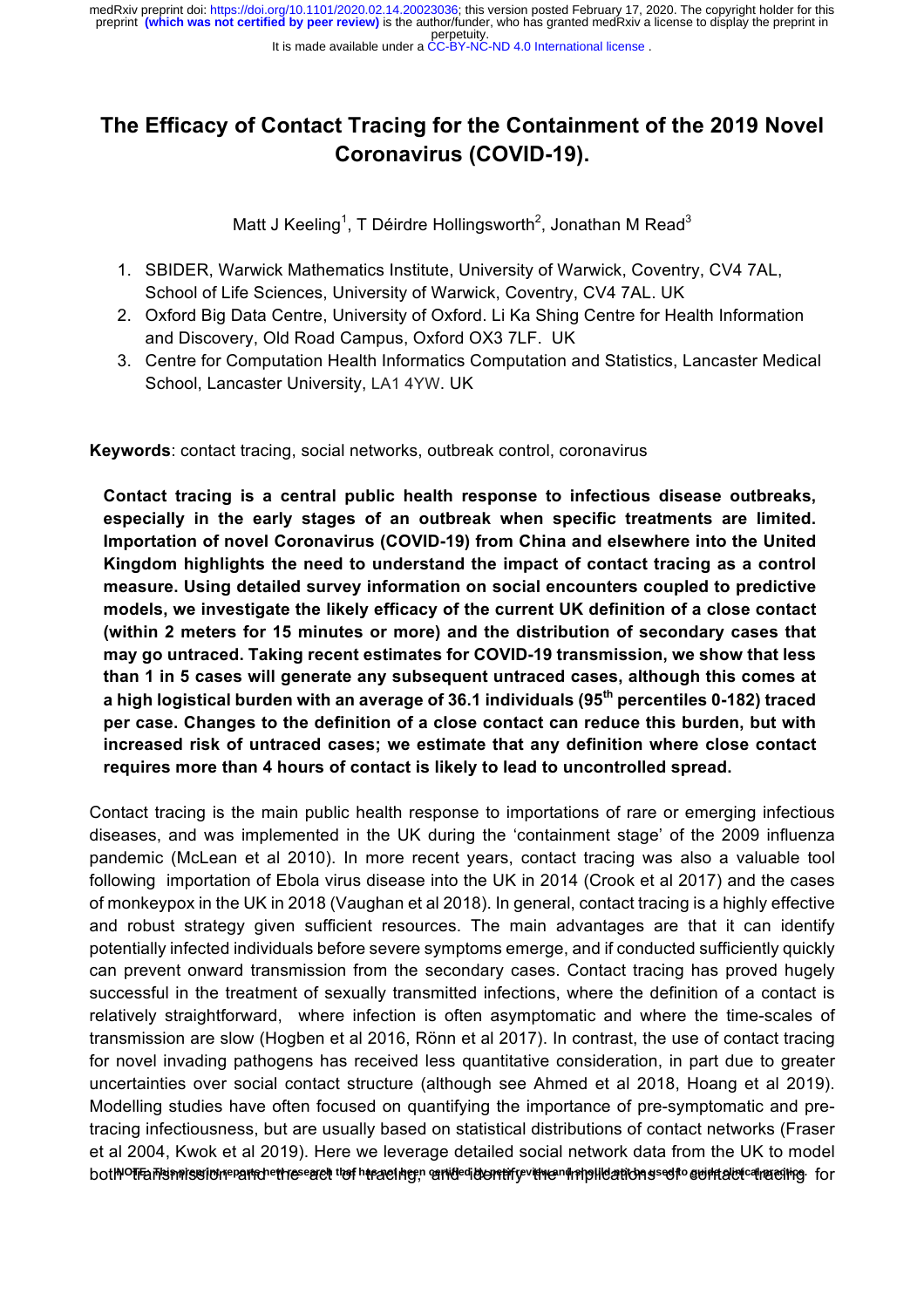# The Efficacy of Contact Tracing for the Containment of the 2019 Novel Coronavirus (COVID-19).

Matt J Keeling[1], T Déirdre Hollingsworth[2], Jonathan M Read[3]

1. SBIDER, Warwick Mathematics Institute, University of Warwick, Coventry, CV4 7AL, School of Life Sciences, University of Warwick, Coventry, CV4 7AL. UK
2. Oxford Big Data Centre, University of Oxford. Li Ka Shing Centre for Health Information and Discovery, Old Road Campus, Oxford OX3 7LF. UK
3. Centre for Computation Health Informatics Computation and Statistics, Lancaster Medical School, Lancaster University, LA1 4YW. UK

**Keywords**: contact tracing, social networks, outbreak control, coronavirus

**Contact tracing is a central public health response to infectious disease outbreaks, especially in the early stages of an outbreak when specific treatments are limited. Importation of novel Coronavirus (COVID-19) from China and elsewhere into the United Kingdom highlights the need to understand the impact of contact tracing as a control measure. Using detailed survey information on social encounters coupled to predictive models, we investigate the likely efficacy of the current UK definition of a close contact (within 2 meters for 15 minutes or more) and the distribution of secondary cases that may go untraced. Taking recent estimates for COVID-19 transmission, we show that less than 1 in 5 cases will generate any subsequent untraced cases, although this comes at a high logistical burden with an average of 36.1 individuals (95th percentiles 0-182) traced per case. Changes to the definition of a close contact can reduce this burden, but with increased risk of untraced cases; we estimate that any definition where close contact requires more than 4 hours of contact is likely to lead to uncontrolled spread.**

Contact tracing is the main public health response to importations of rare or emerging infectious diseases, and was implemented in the UK during the 'containment stage' of the 2009 influenza pandemic (McLean et al 2010). In more recent years, contact tracing was also a valuable tool following importation of Ebola virus disease into the UK in 2014 (Crook et al 2017) and the cases of monkeypox in the UK in 2018 (Vaughan et al 2018). In general, contact tracing is a highly effective and robust strategy given sufficient resources. The main advantages are that it can identify potentially infected individuals before severe symptoms emerge, and if conducted sufficiently quickly can prevent onward transmission from the secondary cases. Contact tracing has proved hugely successful in the treatment of sexually transmitted infections, where the definition of a contact is relatively straightforward, where infection is often asymptomatic and where the time-scales of transmission are slow (Hogben et al 2016, Rönn et al 2017). In contrast, the use of contact tracing for novel invading pathogens has received less quantitative consideration, in part due to greater uncertainties over social contact structure (although see Ahmed et al 2018, Hoang et al 2019). Modelling studies have often focused on quantifying the importance of pre-symptomatic and pre-tracing infectiousness, but are usually based on statistical distributions of contact networks (Fraser et al 2004, Kwok et al 2019). Here we leverage detailed social network data from the UK to model both transmission and the act of tracing, and identify the implications of contact tracing for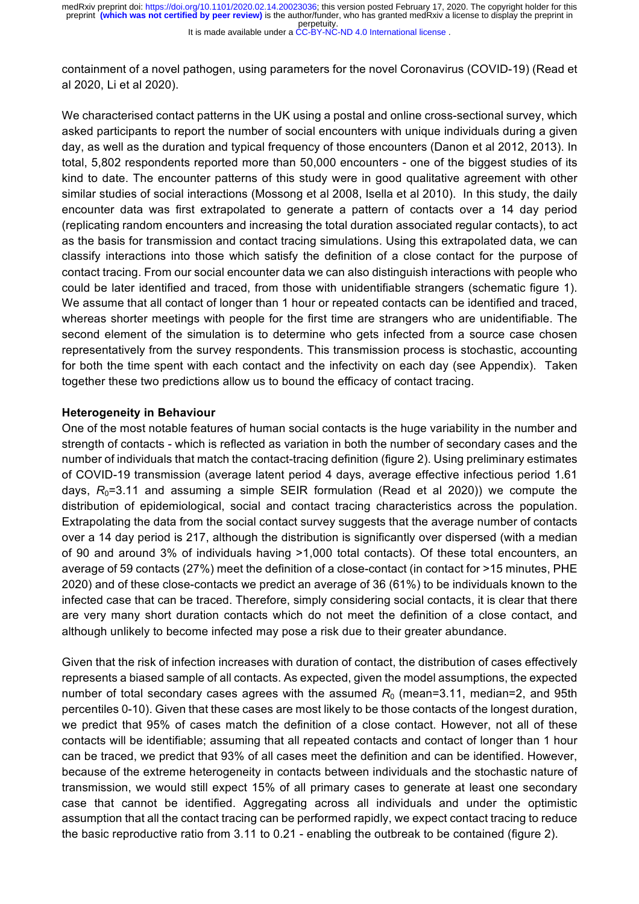containment of a novel pathogen, using parameters for the novel Coronavirus (COVID-19) (Read et al 2020, Li et al 2020).

We characterised contact patterns in the UK using a postal and online cross-sectional survey, which asked participants to report the number of social encounters with unique individuals during a given day, as well as the duration and typical frequency of those encounters (Danon et al 2012, 2013). In total, 5,802 respondents reported more than 50,000 encounters - one of the biggest studies of its kind to date. The encounter patterns of this study were in good qualitative agreement with other similar studies of social interactions (Mossong et al 2008, Isella et al 2010). In this study, the daily encounter data was first extrapolated to generate a pattern of contacts over a 14 day period (replicating random encounters and increasing the total duration associated regular contacts), to act as the basis for transmission and contact tracing simulations. Using this extrapolated data, we can classify interactions into those which satisfy the definition of a close contact for the purpose of contact tracing. From our social encounter data we can also distinguish interactions with people who could be later identified and traced, from those with unidentifiable strangers (schematic figure 1). We assume that all contact of longer than 1 hour or repeated contacts can be identified and traced, whereas shorter meetings with people for the first time are strangers who are unidentifiable. The second element of the simulation is to determine who gets infected from a source case chosen representatively from the survey respondents. This transmission process is stochastic, accounting for both the time spent with each contact and the infectivity on each day (see Appendix). Taken together these two predictions allow us to bound the efficacy of contact tracing.

**Heterogeneity in Behaviour**

One of the most notable features of human social contacts is the huge variability in the number and strength of contacts - which is reflected as variation in both the number of secondary cases and the number of individuals that match the contact-tracing definition (figure 2). Using preliminary estimates of COVID-19 transmission (average latent period 4 days, average effective infectious period 1.61 days, $R_0$=3.11 and assuming a simple SEIR formulation (Read et al 2020)) we compute the distribution of epidemiological, social and contact tracing characteristics across the population. Extrapolating the data from the social contact survey suggests that the average number of contacts over a 14 day period is 217, although the distribution is significantly over dispersed (with a median of 90 and around 3% of individuals having >1,000 total contacts). Of these total encounters, an average of 59 contacts (27%) meet the definition of a close-contact (in contact for >15 minutes, PHE 2020) and of these close-contacts we predict an average of 36 (61%) to be individuals known to the infected case that can be traced. Therefore, simply considering social contacts, it is clear that there are very many short duration contacts which do not meet the definition of a close contact, and although unlikely to become infected may pose a risk due to their greater abundance.

Given that the risk of infection increases with duration of contact, the distribution of cases effectively represents a biased sample of all contacts. As expected, given the model assumptions, the expected number of total secondary cases agrees with the assumed $R_0$ (mean=3.11, median=2, and 95th percentiles 0-10). Given that these cases are most likely to be those contacts of the longest duration, we predict that 95% of cases match the definition of a close contact. However, not all of these contacts will be identifiable; assuming that all repeated contacts and contact of longer than 1 hour can be traced, we predict that 93% of all cases meet the definition and can be identified. However, because of the extreme heterogeneity in contacts between individuals and the stochastic nature of transmission, we would still expect 15% of all primary cases to generate at least one secondary case that cannot be identified. Aggregating across all individuals and under the optimistic assumption that all the contact tracing can be performed rapidly, we expect contact tracing to reduce the basic reproductive ratio from 3.11 to 0.21 - enabling the outbreak to be contained (figure 2).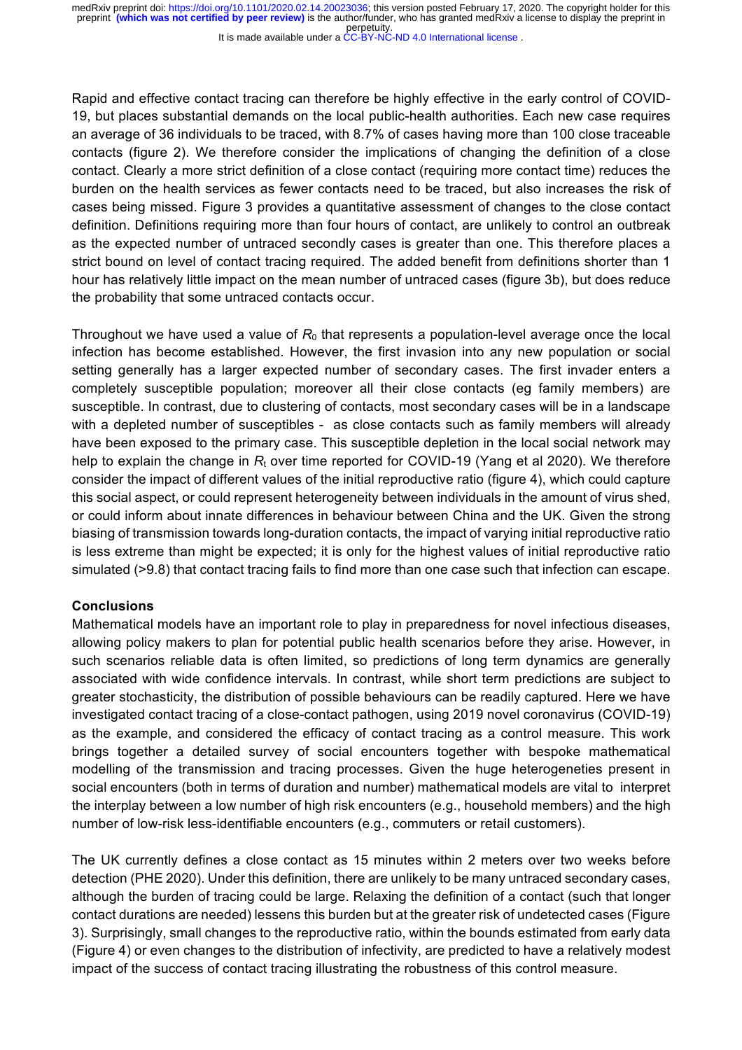Rapid and effective contact tracing can therefore be highly effective in the early control of COVID-19, but places substantial demands on the local public-health authorities. Each new case requires an average of 36 individuals to be traced, with 8.7% of cases having more than 100 close traceable contacts (figure 2). We therefore consider the implications of changing the definition of a close contact. Clearly a more strict definition of a close contact (requiring more contact time) reduces the burden on the health services as fewer contacts need to be traced, but also increases the risk of cases being missed. Figure 3 provides a quantitative assessment of changes to the close contact definition. Definitions requiring more than four hours of contact, are unlikely to control an outbreak as the expected number of untraced secondly cases is greater than one. This therefore places a strict bound on level of contact tracing required. The added benefit from definitions shorter than 1 hour has relatively little impact on the mean number of untraced cases (figure 3b), but does reduce the probability that some untraced contacts occur.

Throughout we have used a value of $R_0$ that represents a population-level average once the local infection has become established. However, the first invasion into any new population or social setting generally has a larger expected number of secondary cases. The first invader enters a completely susceptible population; moreover all their close contacts (eg family members) are susceptible. In contrast, due to clustering of contacts, most secondary cases will be in a landscape with a depleted number of susceptibles - as close contacts such as family members will already have been exposed to the primary case. This susceptible depletion in the local social network may help to explain the change in $R_t$ over time reported for COVID-19 (Yang et al 2020). We therefore consider the impact of different values of the initial reproductive ratio (figure 4), which could capture this social aspect, or could represent heterogeneity between individuals in the amount of virus shed, or could inform about innate differences in behaviour between China and the UK. Given the strong biasing of transmission towards long-duration contacts, the impact of varying initial reproductive ratio is less extreme than might be expected; it is only for the highest values of initial reproductive ratio simulated (>9.8) that contact tracing fails to find more than one case such that infection can escape.

**Conclusions**

Mathematical models have an important role to play in preparedness for novel infectious diseases, allowing policy makers to plan for potential public health scenarios before they arise. However, in such scenarios reliable data is often limited, so predictions of long term dynamics are generally associated with wide confidence intervals. In contrast, while short term predictions are subject to greater stochasticity, the distribution of possible behaviours can be readily captured. Here we have investigated contact tracing of a close-contact pathogen, using 2019 novel coronavirus (COVID-19) as the example, and considered the efficacy of contact tracing as a control measure. This work brings together a detailed survey of social encounters together with bespoke mathematical modelling of the transmission and tracing processes. Given the huge heterogeneties present in social encounters (both in terms of duration and number) mathematical models are vital to interpret the interplay between a low number of high risk encounters (e.g., household members) and the high number of low-risk less-identifiable encounters (e.g., commuters or retail customers).

The UK currently defines a close contact as 15 minutes within 2 meters over two weeks before detection (PHE 2020). Under this definition, there are unlikely to be many untraced secondary cases, although the burden of tracing could be large. Relaxing the definition of a contact (such that longer contact durations are needed) lessens this burden but at the greater risk of undetected cases (Figure 3). Surprisingly, small changes to the reproductive ratio, within the bounds estimated from early data (Figure 4) or even changes to the distribution of infectivity, are predicted to have a relatively modest impact of the success of contact tracing illustrating the robustness of this control measure.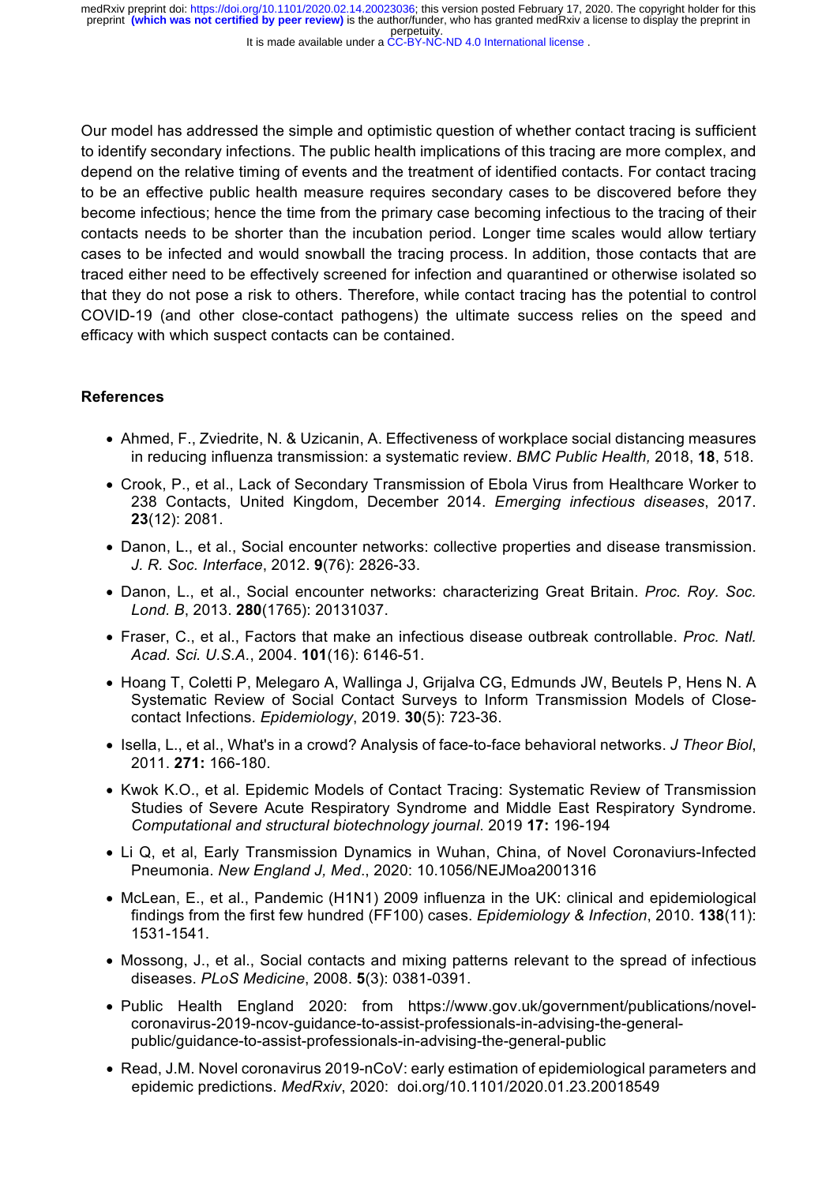Our model has addressed the simple and optimistic question of whether contact tracing is sufficient to identify secondary infections. The public health implications of this tracing are more complex, and depend on the relative timing of events and the treatment of identified contacts. For contact tracing to be an effective public health measure requires secondary cases to be discovered before they become infectious; hence the time from the primary case becoming infectious to the tracing of their contacts needs to be shorter than the incubation period. Longer time scales would allow tertiary cases to be infected and would snowball the tracing process. In addition, those contacts that are traced either need to be effectively screened for infection and quarantined or otherwise isolated so that they do not pose a risk to others. Therefore, while contact tracing has the potential to control COVID-19 (and other close-contact pathogens) the ultimate success relies on the speed and efficacy with which suspect contacts can be contained.

**References**

- Ahmed, F., Zviedrite, N. & Uzicanin, A. Effectiveness of workplace social distancing measures in reducing influenza transmission: a systematic review. *BMC Public Health,* 2018, **18**, 518.
- Crook, P., et al., Lack of Secondary Transmission of Ebola Virus from Healthcare Worker to 238 Contacts, United Kingdom, December 2014. *Emerging infectious diseases*, 2017. **23**(12): 2081.
- Danon, L., et al., Social encounter networks: collective properties and disease transmission. *J. R. Soc. Interface*, 2012. **9**(76): 2826-33.
- Danon, L., et al., Social encounter networks: characterizing Great Britain. *Proc. Roy. Soc. Lond. B*, 2013. **280**(1765): 20131037.
- Fraser, C., et al., Factors that make an infectious disease outbreak controllable. *Proc. Natl. Acad. Sci. U.S.A.*, 2004. **101**(16): 6146-51.
- Hoang T, Coletti P, Melegaro A, Wallinga J, Grijalva CG, Edmunds JW, Beutels P, Hens N. A Systematic Review of Social Contact Surveys to Inform Transmission Models of Close-contact Infections. *Epidemiology*, 2019. **30**(5): 723-36.
- Isella, L., et al., What's in a crowd? Analysis of face-to-face behavioral networks. *J Theor Biol*, 2011. **271:** 166-180.
- Kwok K.O., et al. Epidemic Models of Contact Tracing: Systematic Review of Transmission Studies of Severe Acute Respiratory Syndrome and Middle East Respiratory Syndrome. *Computational and structural biotechnology journal*. 2019 **17:** 196-194
- Li Q, et al, Early Transmission Dynamics in Wuhan, China, of Novel Coronaviurs-Infected Pneumonia. *New England J, Med*., 2020: 10.1056/NEJMoa2001316
- McLean, E., et al., Pandemic (H1N1) 2009 influenza in the UK: clinical and epidemiological findings from the first few hundred (FF100) cases. *Epidemiology & Infection*, 2010. **138**(11): 1531-1541.
- Mossong, J., et al., Social contacts and mixing patterns relevant to the spread of infectious diseases. *PLoS Medicine*, 2008. **5**(3): 0381-0391.
- Public Health England 2020: from https://www.gov.uk/government/publications/novel-coronavirus-2019-ncov-guidance-to-assist-professionals-in-advising-the-general-public/guidance-to-assist-professionals-in-advising-the-general-public
- Read, J.M. Novel coronavirus 2019-nCoV: early estimation of epidemiological parameters and epidemic predictions. *MedRxiv*, 2020: doi.org/10.1101/2020.01.23.20018549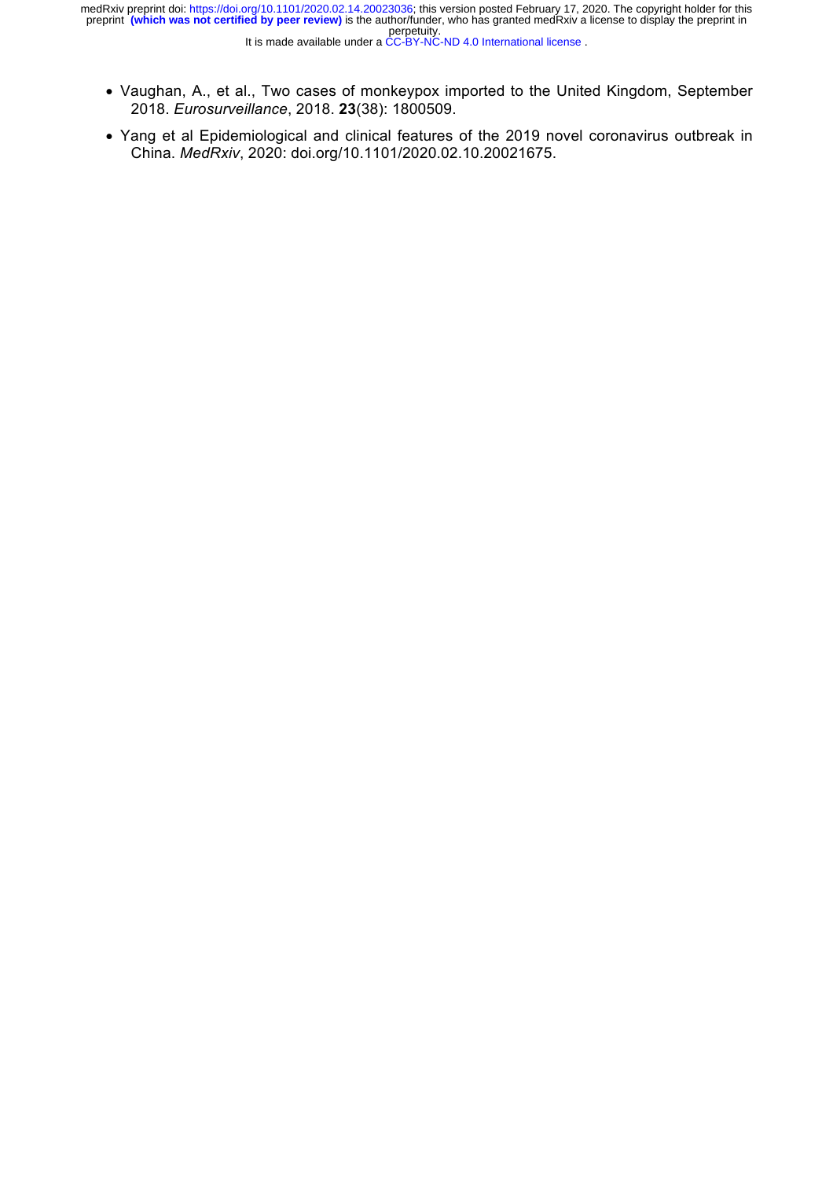- Vaughan, A., et al., Two cases of monkeypox imported to the United Kingdom, September 2018. *Eurosurveillance*, 2018. **23**(38): 1800509.
- Yang et al Epidemiological and clinical features of the 2019 novel coronavirus outbreak in China. *MedRxiv*, 2020: doi.org/10.1101/2020.02.10.20021675.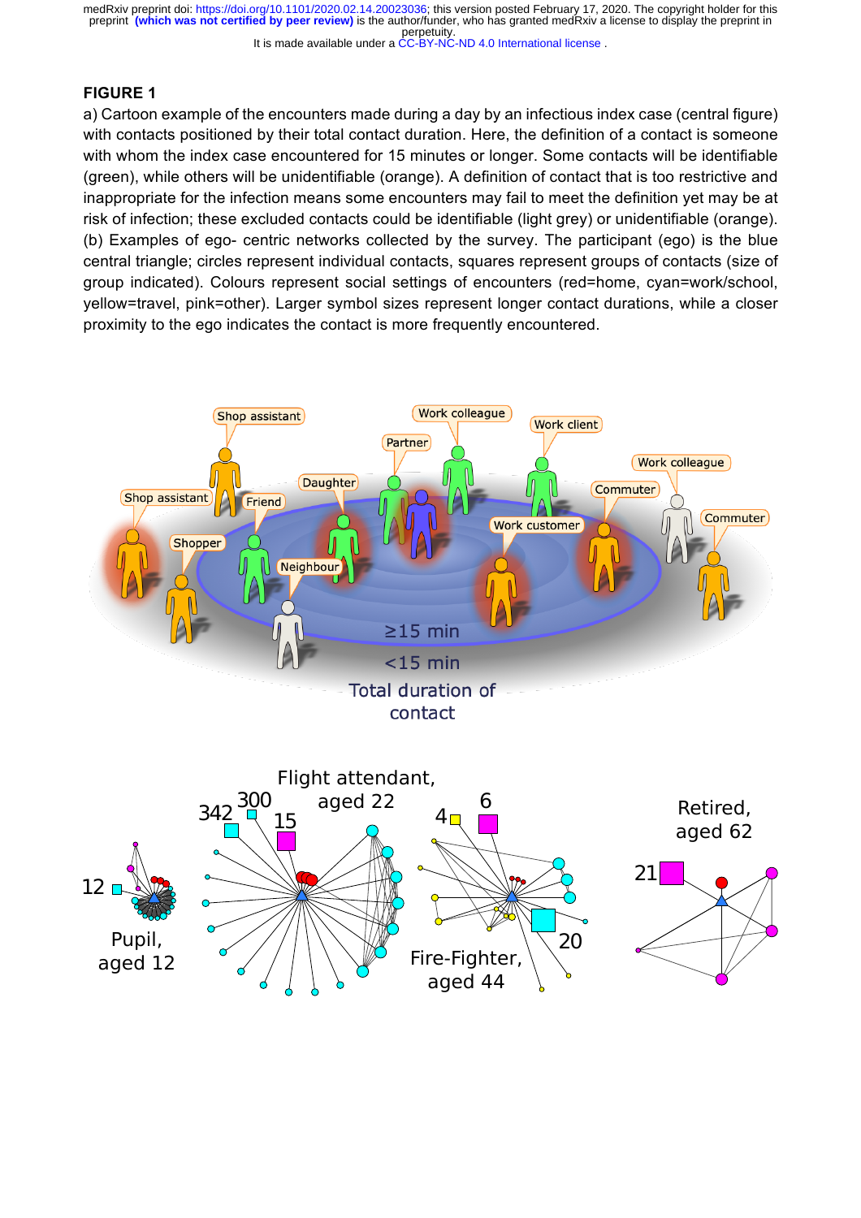## FIGURE 1

a) Cartoon example of the encounters made during a day by an infectious index case (central figure) with contacts positioned by their total contact duration. Here, the definition of a contact is someone with whom the index case encountered for 15 minutes or longer. Some contacts will be identifiable (green), while others will be unidentifiable (orange). A definition of contact that is too restrictive and inappropriate for the infection means some encounters may fail to meet the definition yet may be at risk of infection; these excluded contacts could be identifiable (light grey) or unidentifiable (orange). (b) Examples of ego- centric networks collected by the survey. The participant (ego) is the blue central triangle; circles represent individual contacts, squares represent groups of contacts (size of group indicated). Colours represent social settings of encounters (red=home, cyan=work/school, yellow=travel, pink=other). Larger symbol sizes represent longer contact durations, while a closer proximity to the ego indicates the contact is more frequently encountered.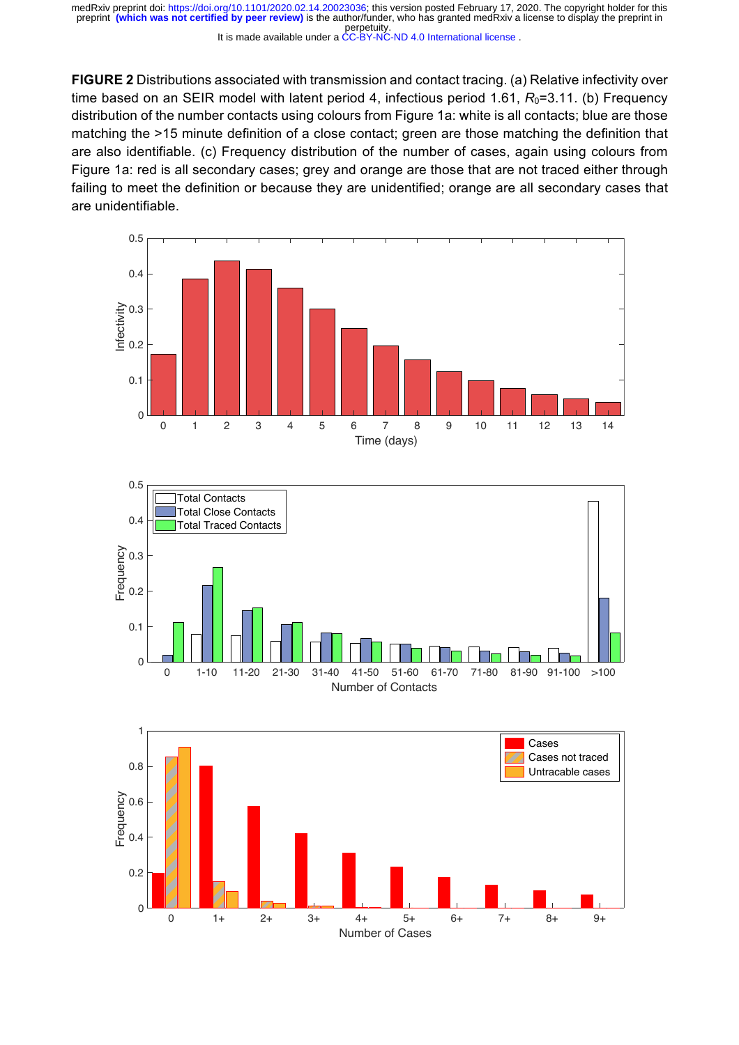**FIGURE 2** Distributions associated with transmission and contact tracing. (a) Relative infectivity over time based on an SEIR model with latent period 4, infectious period 1.61, $R_0$=3.11. (b) Frequency distribution of the number contacts using colours from Figure 1a: white is all contacts; blue are those matching the >15 minute definition of a close contact; green are those matching the definition that are also identifiable. (c) Frequency distribution of the number of cases, again using colours from Figure 1a: red is all secondary cases; grey and orange are those that are not traced either through failing to meet the definition or because they are unidentified; orange are all secondary cases that are unidentifiable.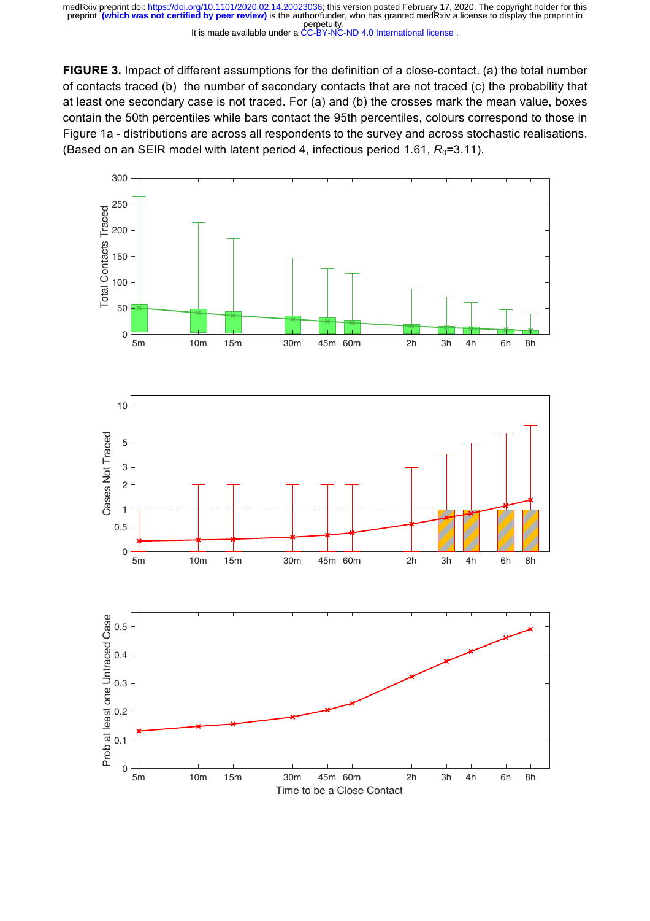**FIGURE 3.** Impact of different assumptions for the definition of a close-contact. (a) the total number of contacts traced (b) the number of secondary contacts that are not traced (c) the probability that at least one secondary case is not traced. For (a) and (b) the crosses mark the mean value, boxes contain the 50th percentiles while bars contact the 95th percentiles, colours correspond to those in Figure 1a - distributions are across all respondents to the survey and across stochastic realisations. (Based on an SEIR model with latent period 4, infectious period 1.61, $R_0$=3.11).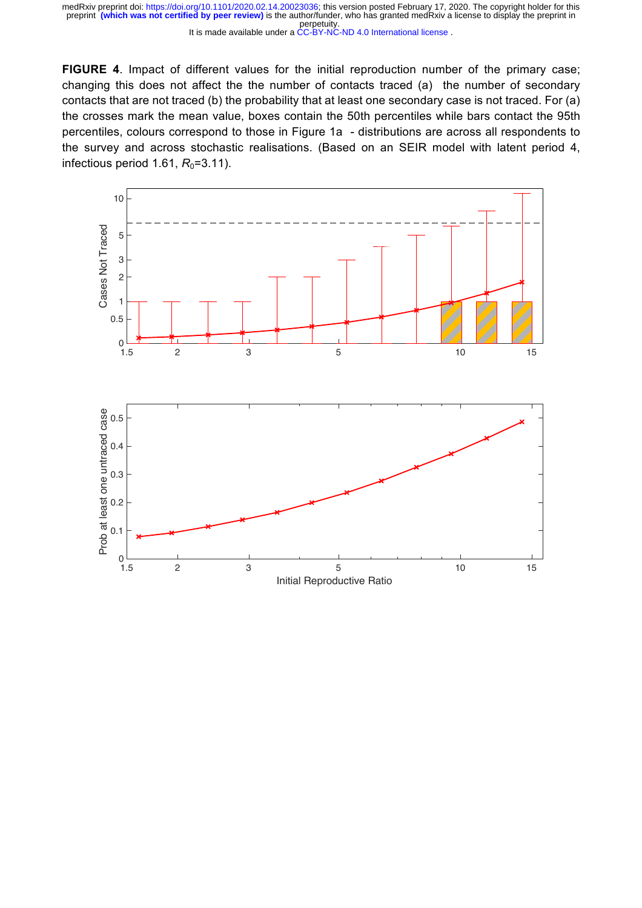**FIGURE 4**. Impact of different values for the initial reproduction number of the primary case; changing this does not affect the the number of contacts traced (a) the number of secondary contacts that are not traced (b) the probability that at least one secondary case is not traced. For (a) the crosses mark the mean value, boxes contain the 50th percentiles while bars contact the 95th percentiles, colours correspond to those in Figure 1a - distributions are across all respondents to the survey and across stochastic realisations. (Based on an SEIR model with latent period 4, infectious period 1.61, $R_0$=3.11).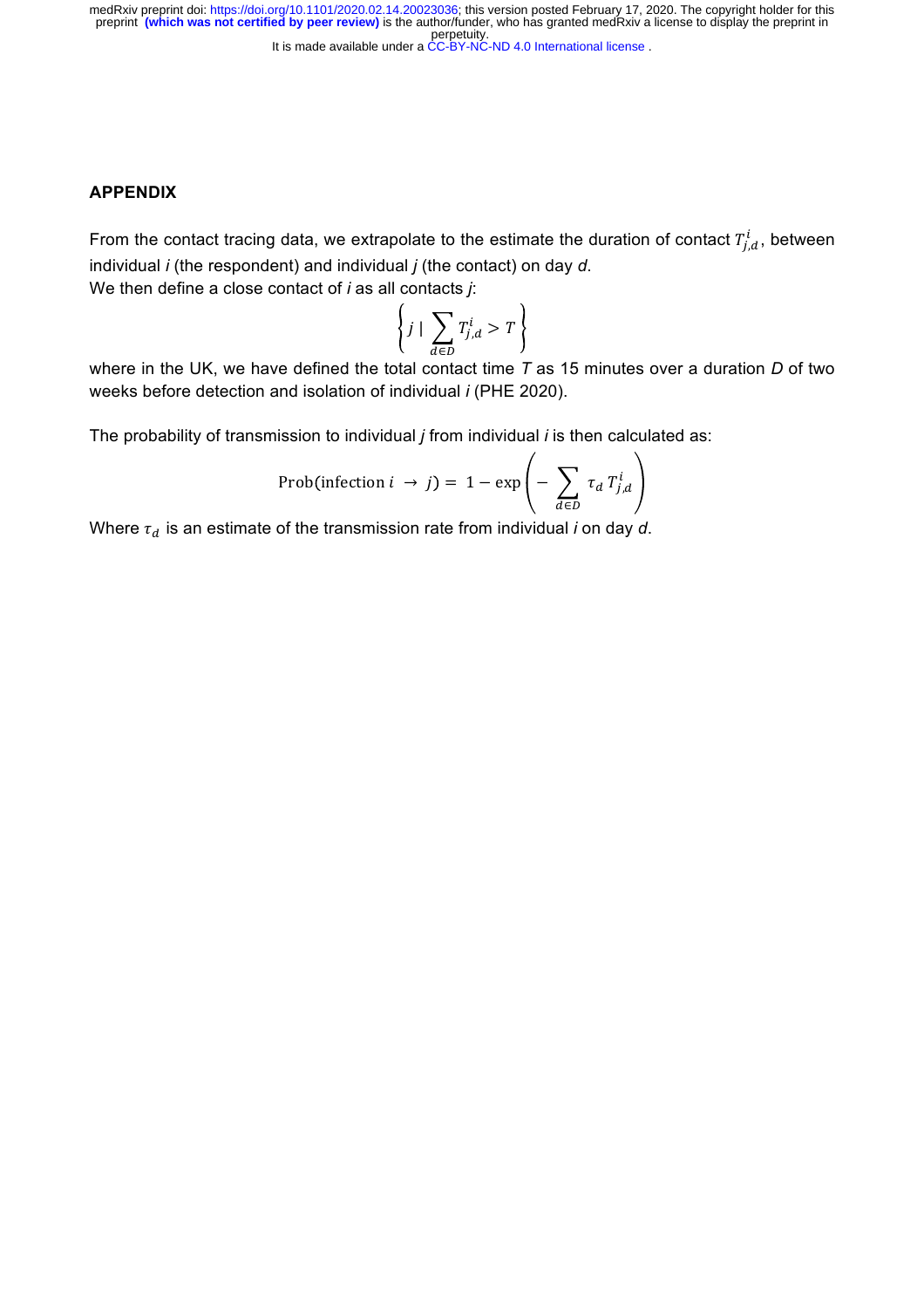## APPENDIX

From the contact tracing data, we extrapolate to the estimate the duration of contact $T^i_{j,d}$, between individual *i* (the respondent) and individual *j* (the contact) on day *d*.
We then define a close contact of *i* as all contacts *j*:

$$\left\{ j \mid \sum_{d \in D} T^i_{j,d} > T \right\}$$

where in the UK, we have defined the total contact time $T$ as 15 minutes over a duration $D$ of two weeks before detection and isolation of individual *i* (PHE 2020).

The probability of transmission to individual *j* from individual *i* is then calculated as:

$$\text{Prob}(\text{infection } i \rightarrow j) = 1 - \exp\left( - \sum_{d \in D} \tau_d \, T^i_{j,d} \right)$$

Where $\tau_d$ is an estimate of the transmission rate from individual *i* on day *d*.